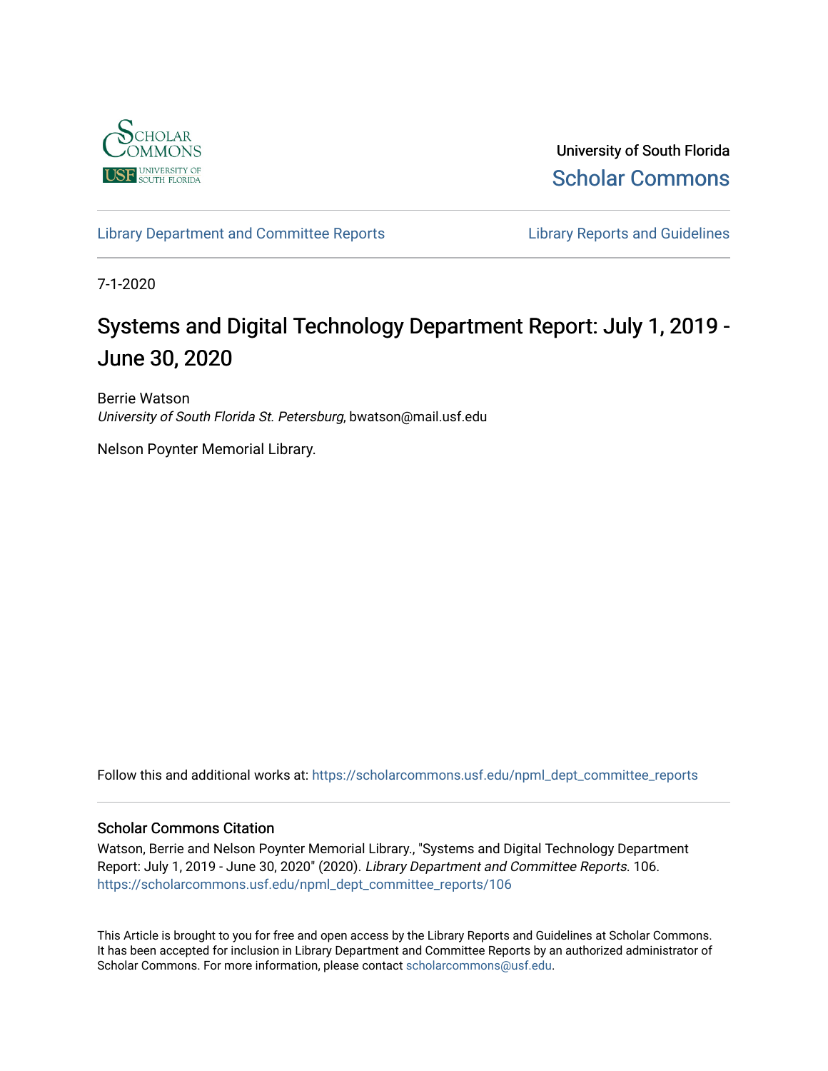University of South Florida

Scholar Commons

Library Department and Committee Reports

Library Reports and Guidelines

7-1-2020

# Systems and Digital Technology Department Report: July 1, 2019 - June 30, 2020

Berrie Watson

*University of South Florida St. Petersburg*, bwatson@mail.usf.edu

Nelson Poynter Memorial Library.

Follow this and additional works at: https://scholarcommons.usf.edu/npml_dept_committee_reports

### Scholar Commons Citation

Watson, Berrie and Nelson Poynter Memorial Library., "Systems and Digital Technology Department Report: July 1, 2019 - June 30, 2020" (2020). *Library Department and Committee Reports*. 106.
https://scholarcommons.usf.edu/npml_dept_committee_reports/106

This Article is brought to you for free and open access by the Library Reports and Guidelines at Scholar Commons. It has been accepted for inclusion in Library Department and Committee Reports by an authorized administrator of Scholar Commons. For more information, please contact scholarcommons@usf.edu.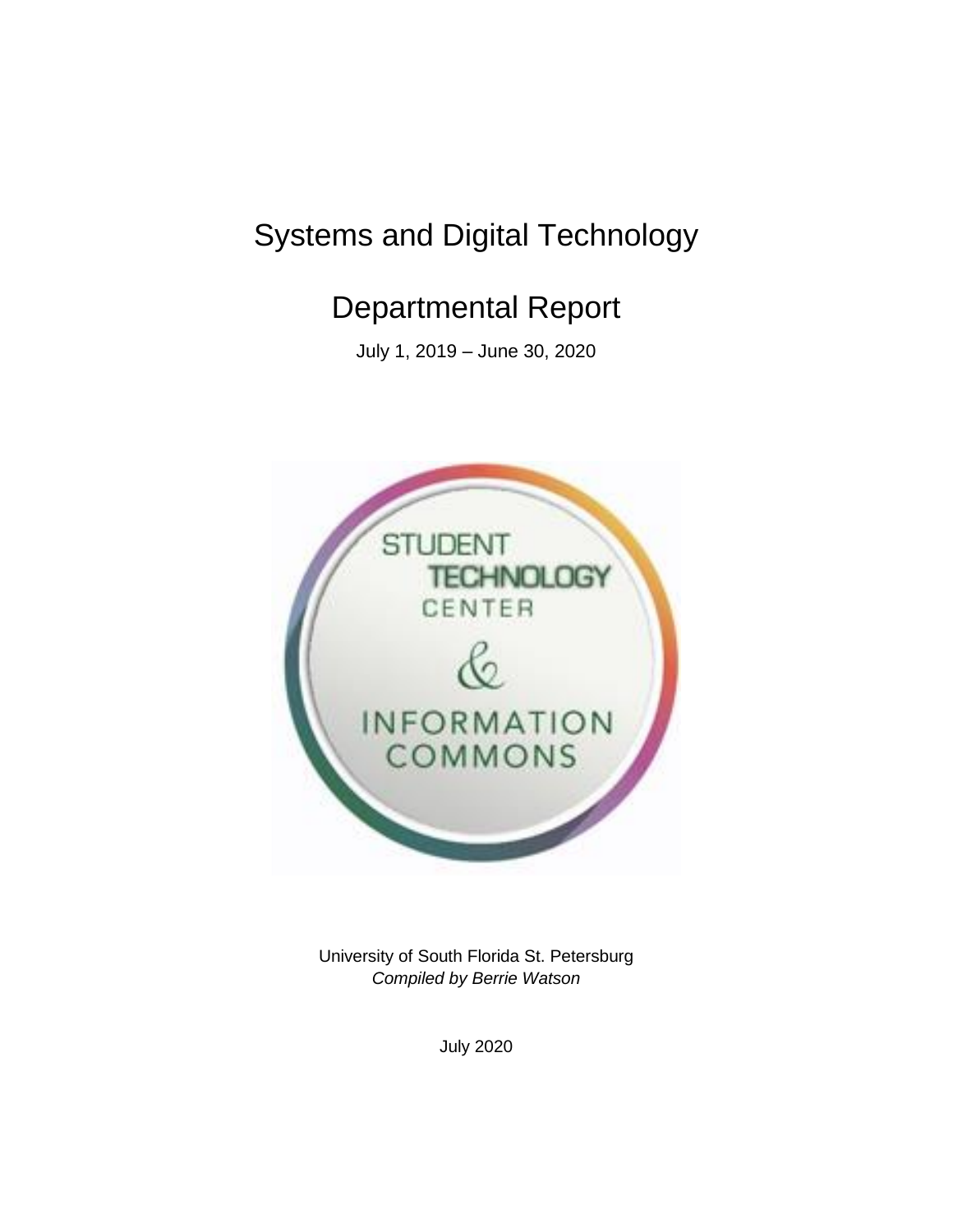# Systems and Digital Technology

## Departmental Report

July 1, 2019 – June 30, 2020

University of South Florida St. Petersburg
*Compiled by Berrie Watson*

July 2020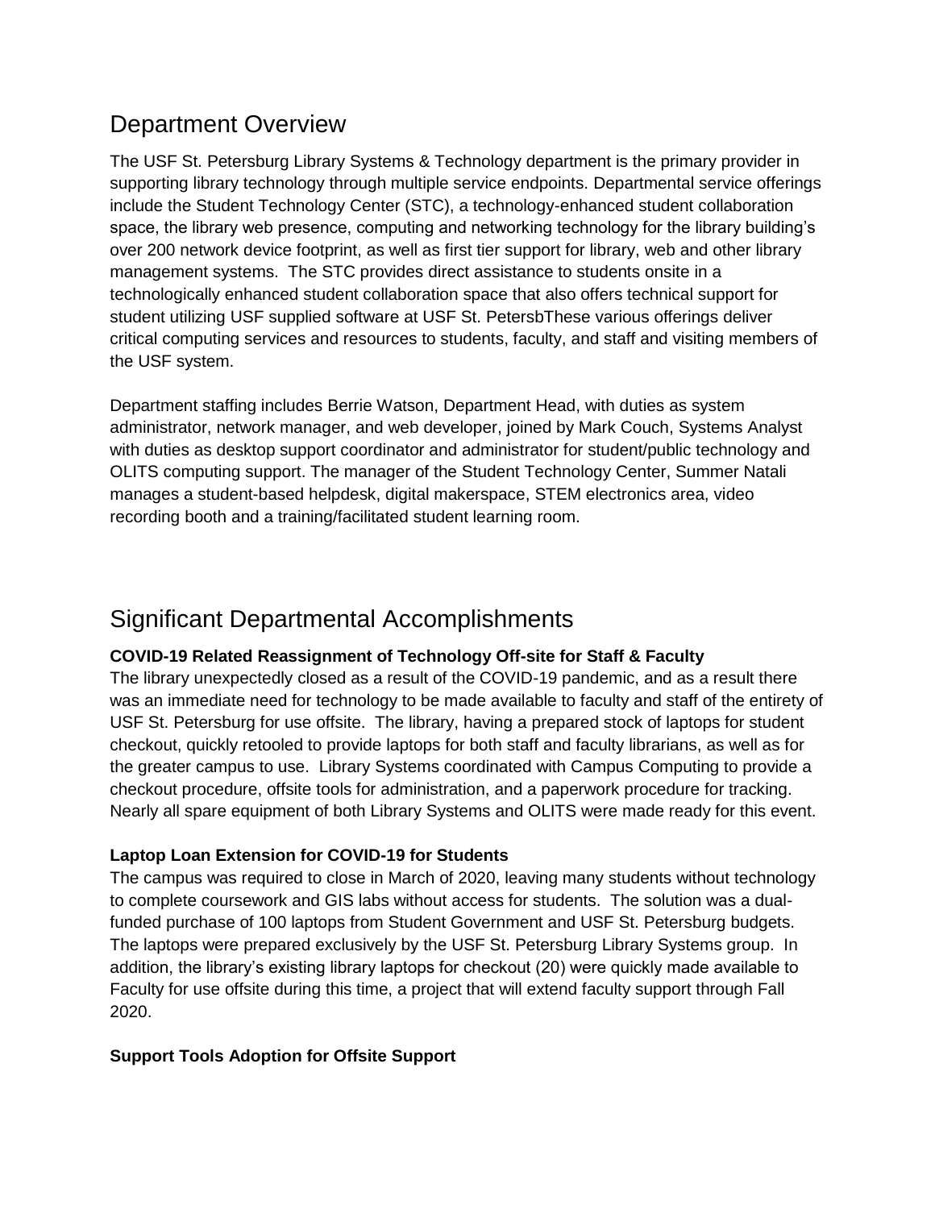## Department Overview

The USF St. Petersburg Library Systems & Technology department is the primary provider in supporting library technology through multiple service endpoints. Departmental service offerings include the Student Technology Center (STC), a technology-enhanced student collaboration space, the library web presence, computing and networking technology for the library building's over 200 network device footprint, as well as first tier support for library, web and other library management systems. The STC provides direct assistance to students onsite in a technologically enhanced student collaboration space that also offers technical support for student utilizing USF supplied software at USF St. PetersbThese various offerings deliver critical computing services and resources to students, faculty, and staff and visiting members of the USF system.

Department staffing includes Berrie Watson, Department Head, with duties as system administrator, network manager, and web developer, joined by Mark Couch, Systems Analyst with duties as desktop support coordinator and administrator for student/public technology and OLITS computing support. The manager of the Student Technology Center, Summer Natali manages a student-based helpdesk, digital makerspace, STEM electronics area, video recording booth and a training/facilitated student learning room.

## Significant Departmental Accomplishments

**COVID-19 Related Reassignment of Technology Off-site for Staff & Faculty**

The library unexpectedly closed as a result of the COVID-19 pandemic, and as a result there was an immediate need for technology to be made available to faculty and staff of the entirety of USF St. Petersburg for use offsite. The library, having a prepared stock of laptops for student checkout, quickly retooled to provide laptops for both staff and faculty librarians, as well as for the greater campus to use. Library Systems coordinated with Campus Computing to provide a checkout procedure, offsite tools for administration, and a paperwork procedure for tracking. Nearly all spare equipment of both Library Systems and OLITS were made ready for this event.

**Laptop Loan Extension for COVID-19 for Students**

The campus was required to close in March of 2020, leaving many students without technology to complete coursework and GIS labs without access for students. The solution was a dual-funded purchase of 100 laptops from Student Government and USF St. Petersburg budgets. The laptops were prepared exclusively by the USF St. Petersburg Library Systems group. In addition, the library's existing library laptops for checkout (20) were quickly made available to Faculty for use offsite during this time, a project that will extend faculty support through Fall 2020.

**Support Tools Adoption for Offsite Support**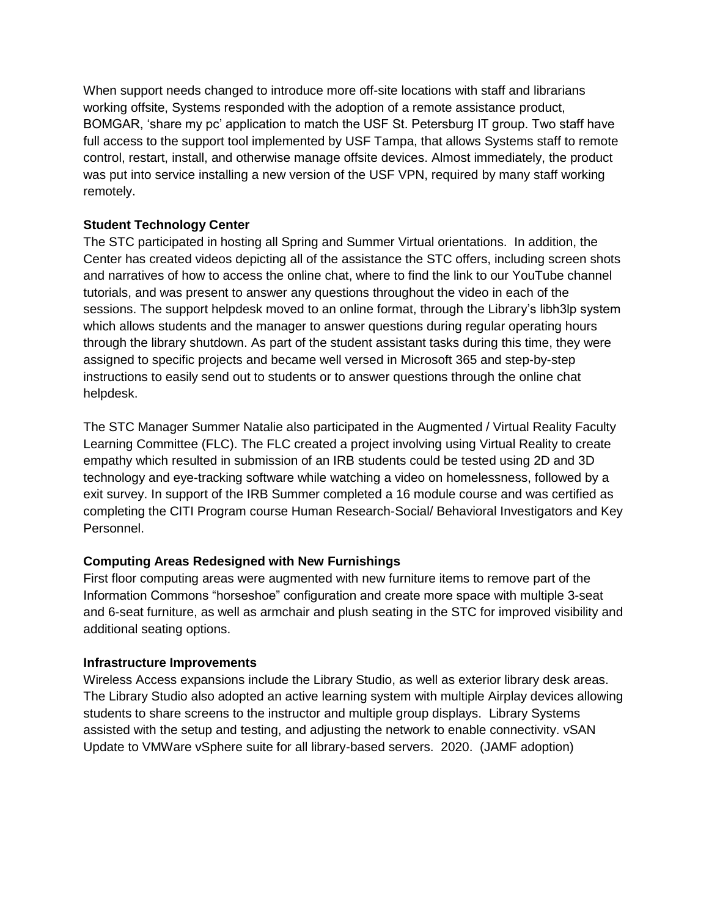When support needs changed to introduce more off-site locations with staff and librarians working offsite, Systems responded with the adoption of a remote assistance product, BOMGAR, 'share my pc' application to match the USF St. Petersburg IT group. Two staff have full access to the support tool implemented by USF Tampa, that allows Systems staff to remote control, restart, install, and otherwise manage offsite devices. Almost immediately, the product was put into service installing a new version of the USF VPN, required by many staff working remotely.

**Student Technology Center**

The STC participated in hosting all Spring and Summer Virtual orientations. In addition, the Center has created videos depicting all of the assistance the STC offers, including screen shots and narratives of how to access the online chat, where to find the link to our YouTube channel tutorials, and was present to answer any questions throughout the video in each of the sessions. The support helpdesk moved to an online format, through the Library's libh3lp system which allows students and the manager to answer questions during regular operating hours through the library shutdown. As part of the student assistant tasks during this time, they were assigned to specific projects and became well versed in Microsoft 365 and step-by-step instructions to easily send out to students or to answer questions through the online chat helpdesk.

The STC Manager Summer Natalie also participated in the Augmented / Virtual Reality Faculty Learning Committee (FLC). The FLC created a project involving using Virtual Reality to create empathy which resulted in submission of an IRB students could be tested using 2D and 3D technology and eye-tracking software while watching a video on homelessness, followed by a exit survey. In support of the IRB Summer completed a 16 module course and was certified as completing the CITI Program course Human Research-Social/ Behavioral Investigators and Key Personnel.

**Computing Areas Redesigned with New Furnishings**

First floor computing areas were augmented with new furniture items to remove part of the Information Commons "horseshoe" configuration and create more space with multiple 3-seat and 6-seat furniture, as well as armchair and plush seating in the STC for improved visibility and additional seating options.

**Infrastructure Improvements**

Wireless Access expansions include the Library Studio, as well as exterior library desk areas. The Library Studio also adopted an active learning system with multiple Airplay devices allowing students to share screens to the instructor and multiple group displays. Library Systems assisted with the setup and testing, and adjusting the network to enable connectivity. vSAN Update to VMWare vSphere suite for all library-based servers. 2020. (JAMF adoption)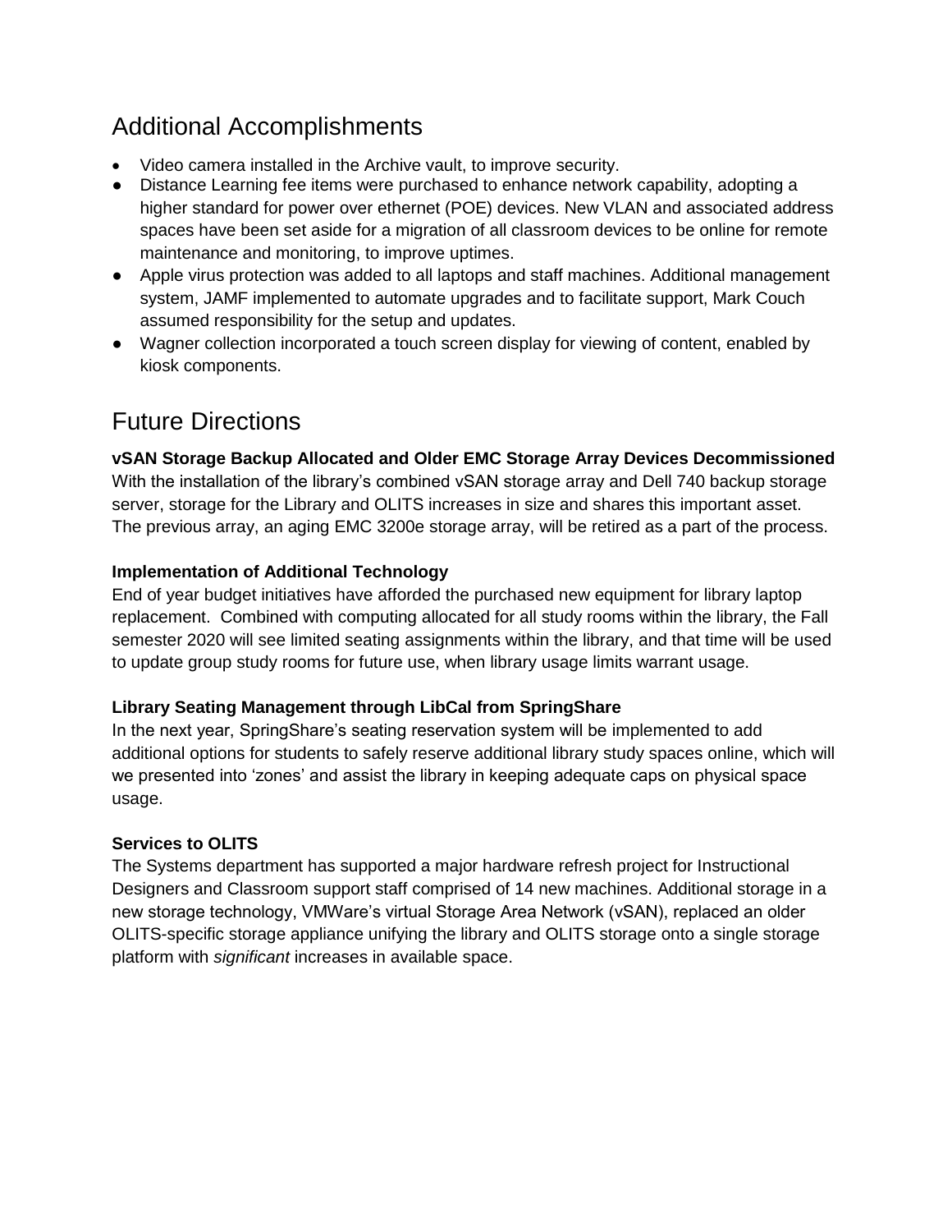## Additional Accomplishments

- Video camera installed in the Archive vault, to improve security.
- Distance Learning fee items were purchased to enhance network capability, adopting a higher standard for power over ethernet (POE) devices. New VLAN and associated address spaces have been set aside for a migration of all classroom devices to be online for remote maintenance and monitoring, to improve uptimes.
- Apple virus protection was added to all laptops and staff machines. Additional management system, JAMF implemented to automate upgrades and to facilitate support, Mark Couch assumed responsibility for the setup and updates.
- Wagner collection incorporated a touch screen display for viewing of content, enabled by kiosk components.

## Future Directions

**vSAN Storage Backup Allocated and Older EMC Storage Array Devices Decommissioned**

With the installation of the library's combined vSAN storage array and Dell 740 backup storage server, storage for the Library and OLITS increases in size and shares this important asset. The previous array, an aging EMC 3200e storage array, will be retired as a part of the process.

**Implementation of Additional Technology**

End of year budget initiatives have afforded the purchased new equipment for library laptop replacement. Combined with computing allocated for all study rooms within the library, the Fall semester 2020 will see limited seating assignments within the library, and that time will be used to update group study rooms for future use, when library usage limits warrant usage.

**Library Seating Management through LibCal from SpringShare**

In the next year, SpringShare's seating reservation system will be implemented to add additional options for students to safely reserve additional library study spaces online, which will we presented into 'zones' and assist the library in keeping adequate caps on physical space usage.

**Services to OLITS**

The Systems department has supported a major hardware refresh project for Instructional Designers and Classroom support staff comprised of 14 new machines. Additional storage in a new storage technology, VMWare's virtual Storage Area Network (vSAN), replaced an older OLITS-specific storage appliance unifying the library and OLITS storage onto a single storage platform with *significant* increases in available space.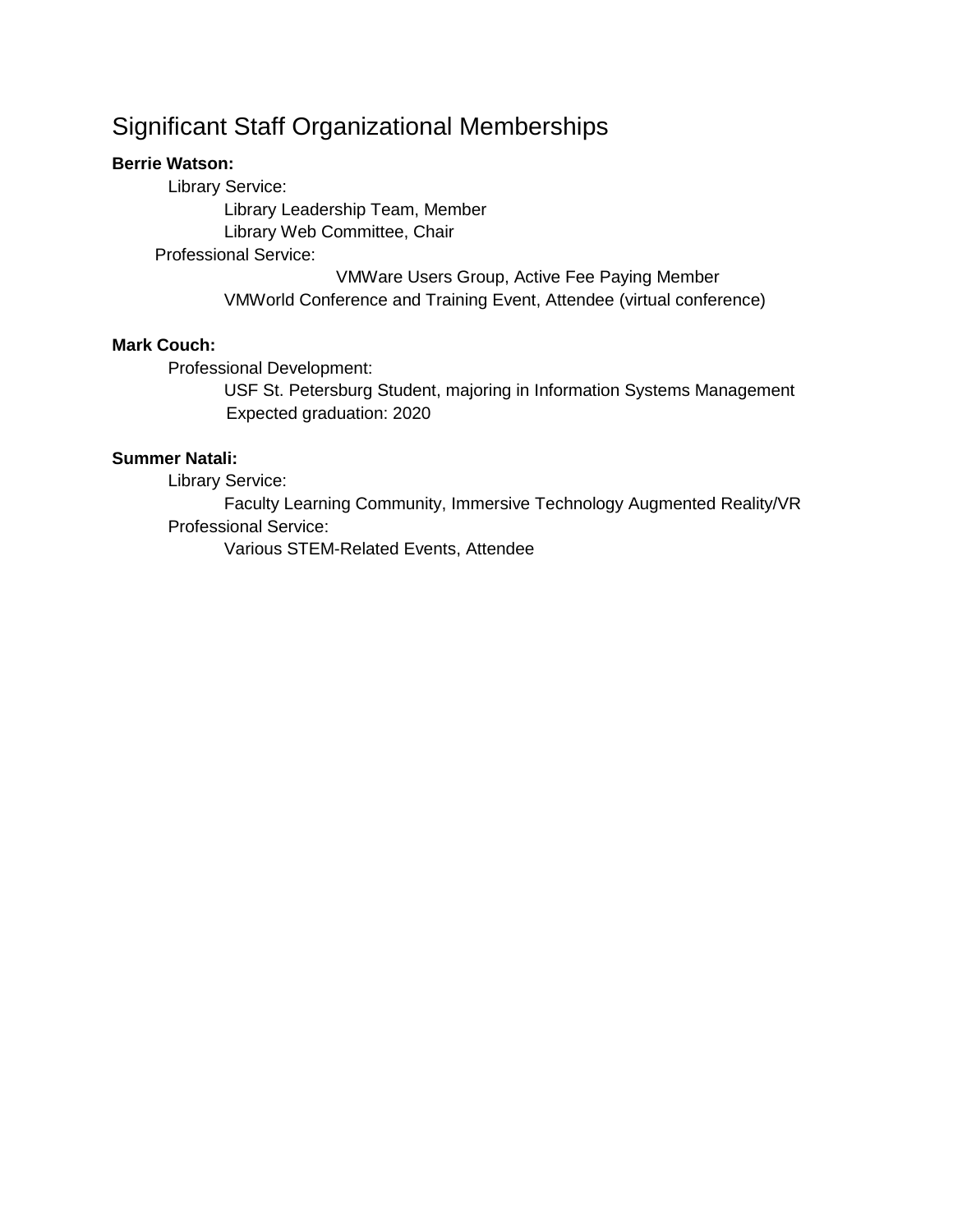## Significant Staff Organizational Memberships

**Berrie Watson:**

- Library Service:
  - Library Leadership Team, Member
  - Library Web Committee, Chair
- Professional Service:
  - VMWare Users Group, Active Fee Paying Member
  - VMWorld Conference and Training Event, Attendee (virtual conference)

**Mark Couch:**

- Professional Development:
  - USF St. Petersburg Student, majoring in Information Systems Management
    Expected graduation: 2020

**Summer Natali:**

- Library Service:
  - Faculty Learning Community, Immersive Technology Augmented Reality/VR
- Professional Service:
  - Various STEM-Related Events, Attendee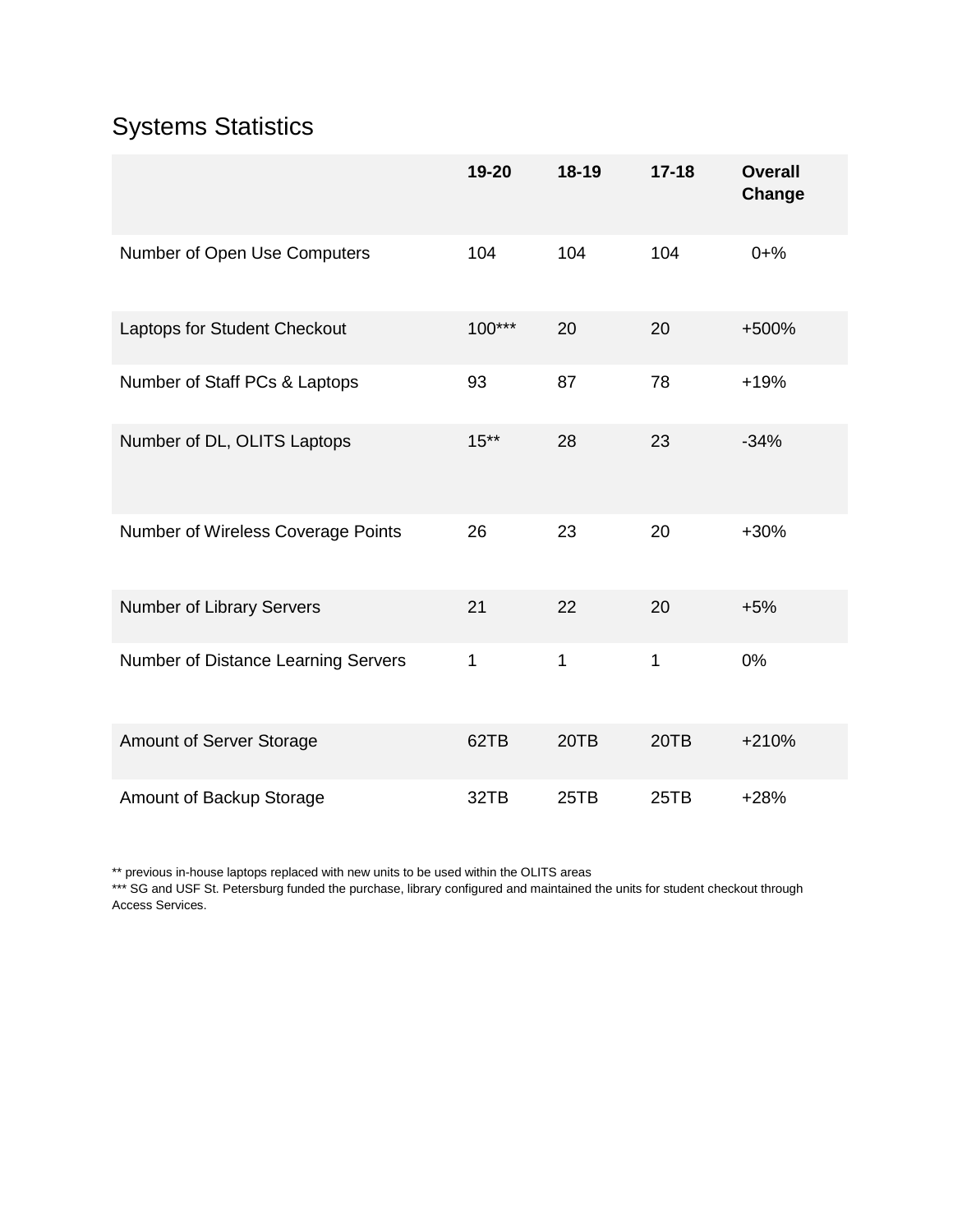## Systems Statistics

| | 19-20 | 18-19 | 17-18 | Overall Change |
|---|---|---|---|---|
| Number of Open Use Computers | 104 | 104 | 104 | 0+% |
| Laptops for Student Checkout | 100*** | 20 | 20 | +500% |
| Number of Staff PCs & Laptops | 93 | 87 | 78 | +19% |
| Number of DL, OLITS Laptops | 15** | 28 | 23 | -34% |
| Number of Wireless Coverage Points | 26 | 23 | 20 | +30% |
| Number of Library Servers | 21 | 22 | 20 | +5% |
| Number of Distance Learning Servers | 1 | 1 | 1 | 0% |
| Amount of Server Storage | 62TB | 20TB | 20TB | +210% |
| Amount of Backup Storage | 32TB | 25TB | 25TB | +28% |

** previous in-house laptops replaced with new units to be used within the OLITS areas

*** SG and USF St. Petersburg funded the purchase, library configured and maintained the units for student checkout through Access Services.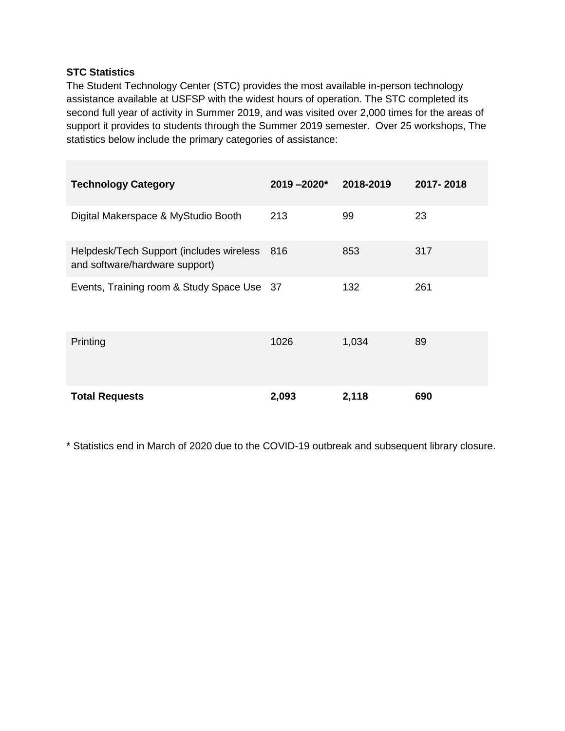**STC Statistics**

The Student Technology Center (STC) provides the most available in-person technology assistance available at USFSP with the widest hours of operation. The STC completed its second full year of activity in Summer 2019, and was visited over 2,000 times for the areas of support it provides to students through the Summer 2019 semester.  Over 25 workshops, The statistics below include the primary categories of assistance:

| Technology Category | 2019 –2020* | 2018-2019 | 2017- 2018 |
|---|---|---|---|
| Digital Makerspace & MyStudio Booth | 213 | 99 | 23 |
| Helpdesk/Tech Support (includes wireless and software/hardware support) | 816 | 853 | 317 |
| Events, Training room & Study Space Use | 37 | 132 | 261 |
| Printing | 1026 | 1,034 | 89 |
| **Total Requests** | **2,093** | **2,118** | **690** |

* Statistics end in March of 2020 due to the COVID-19 outbreak and subsequent library closure.